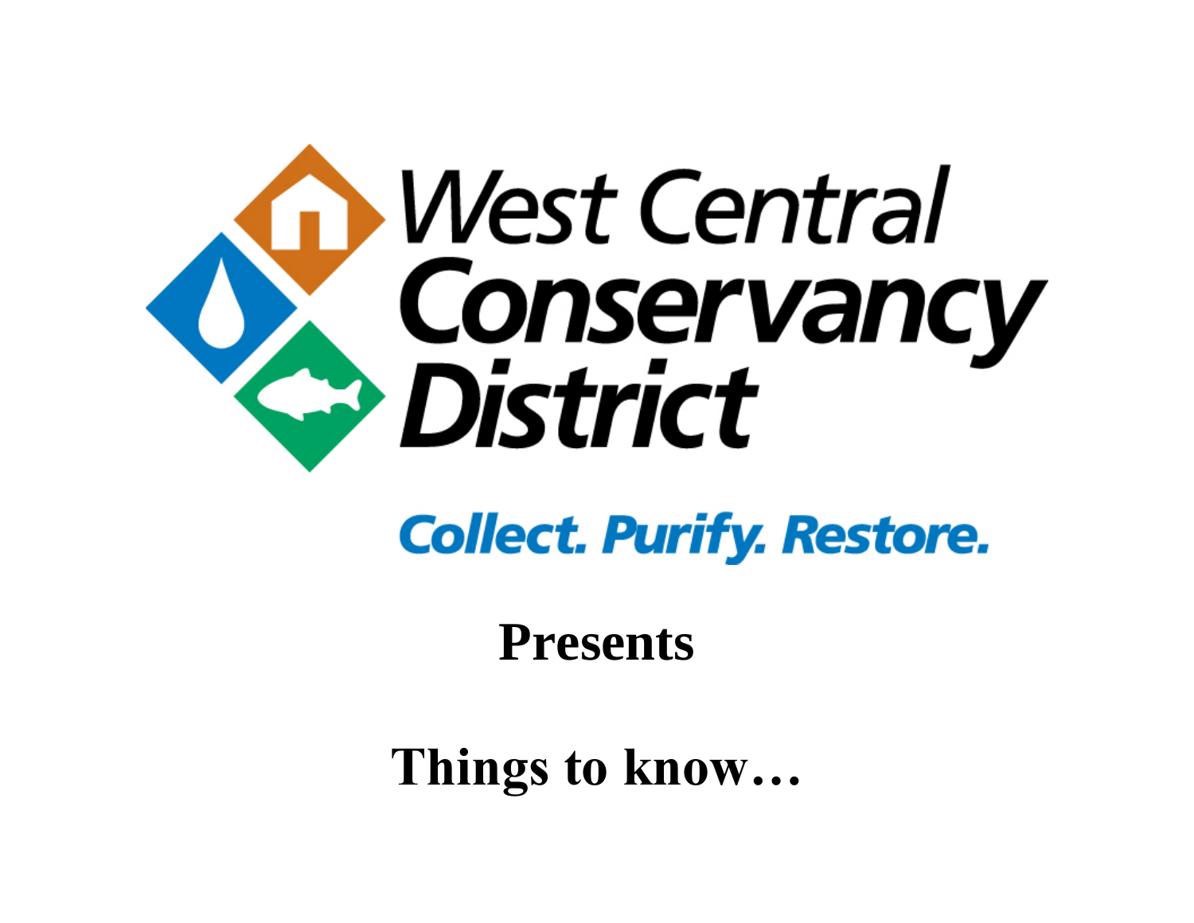# West Central Conservancy District

**Collect. Purify. Restore.**

## Presents

## Things to know…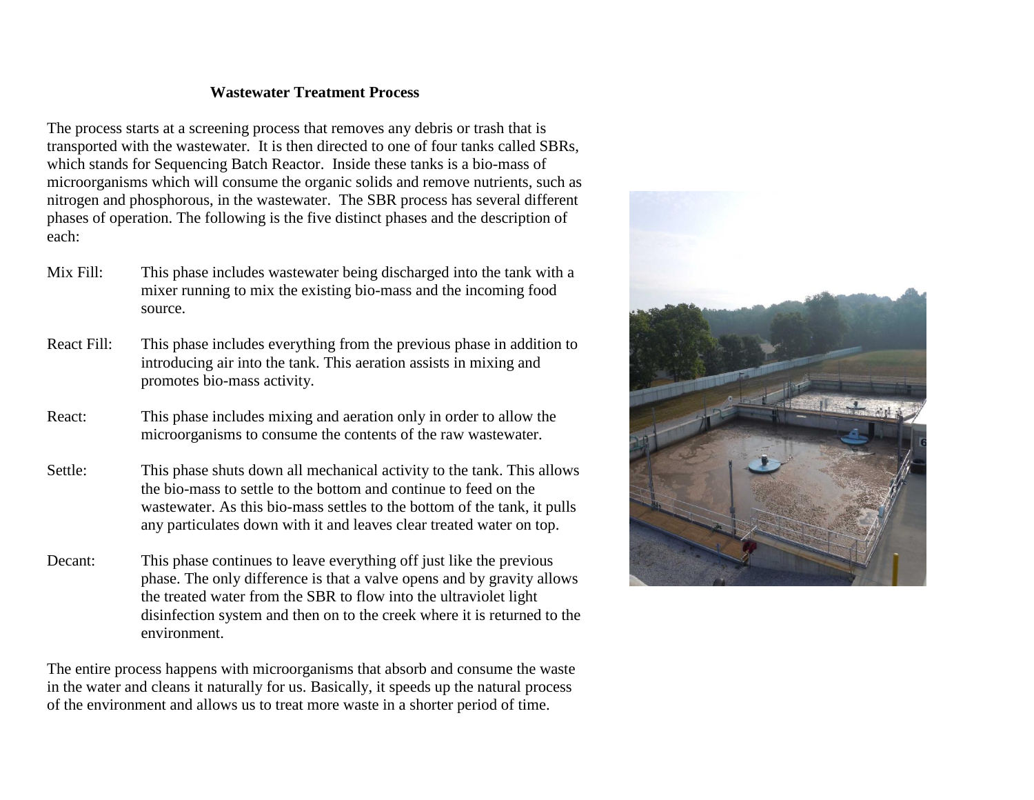# Wastewater Treatment Process

The process starts at a screening process that removes any debris or trash that is transported with the wastewater. It is then directed to one of four tanks called SBRs, which stands for Sequencing Batch Reactor. Inside these tanks is a bio-mass of microorganisms which will consume the organic solids and remove nutrients, such as nitrogen and phosphorous, in the wastewater. The SBR process has several different phases of operation. The following is the five distinct phases and the description of each:

Mix Fill: This phase includes wastewater being discharged into the tank with a mixer running to mix the existing bio-mass and the incoming food source.

React Fill: This phase includes everything from the previous phase in addition to introducing air into the tank. This aeration assists in mixing and promotes bio-mass activity.

React: This phase includes mixing and aeration only in order to allow the microorganisms to consume the contents of the raw wastewater.

Settle: This phase shuts down all mechanical activity to the tank. This allows the bio-mass to settle to the bottom and continue to feed on the wastewater. As this bio-mass settles to the bottom of the tank, it pulls any particulates down with it and leaves clear treated water on top.

Decant: This phase continues to leave everything off just like the previous phase. The only difference is that a valve opens and by gravity allows the treated water from the SBR to flow into the ultraviolet light disinfection system and then on to the creek where it is returned to the environment.

The entire process happens with microorganisms that absorb and consume the waste in the water and cleans it naturally for us. Basically, it speeds up the natural process of the environment and allows us to treat more waste in a shorter period of time.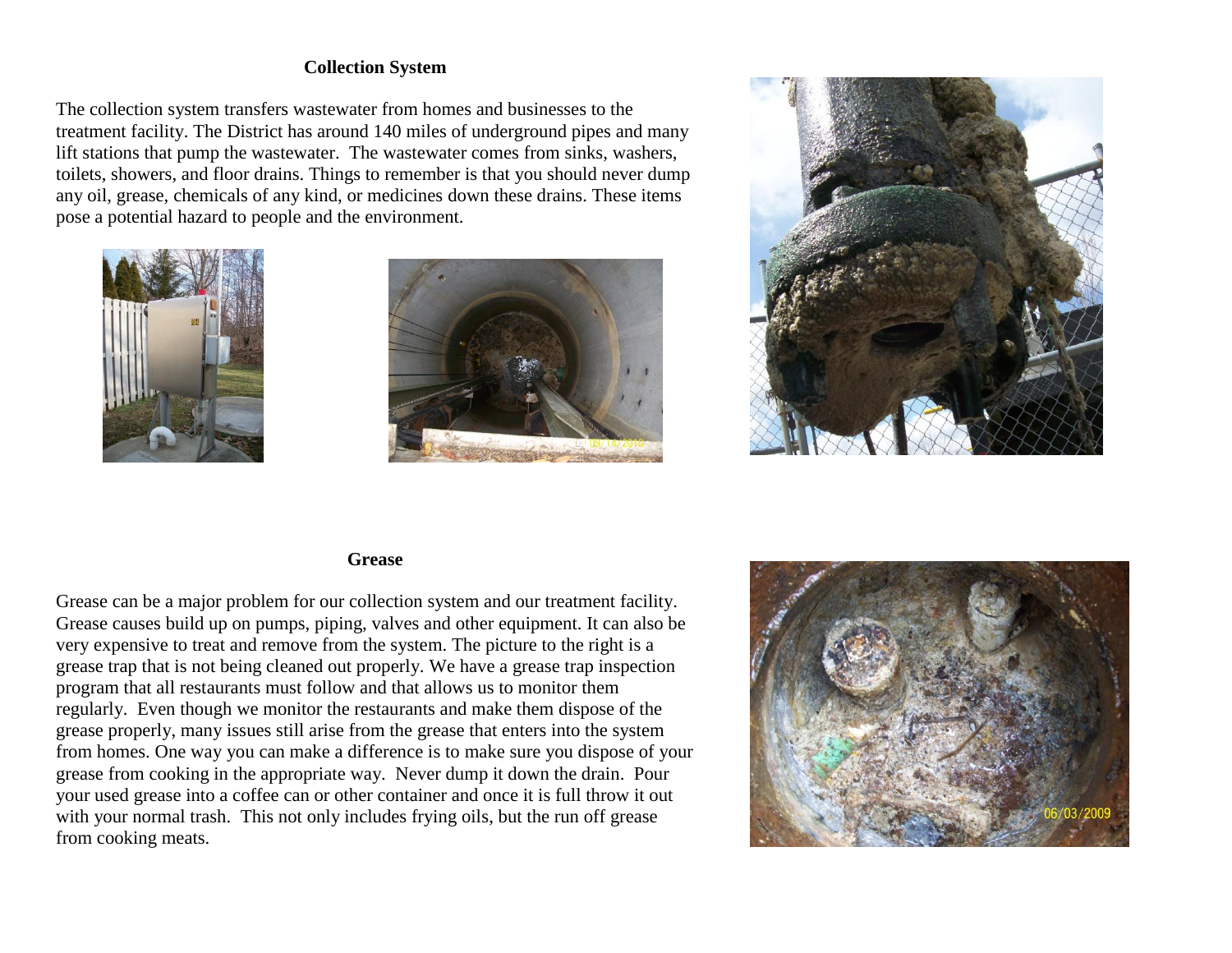## Collection System

The collection system transfers wastewater from homes and businesses to the treatment facility. The District has around 140 miles of underground pipes and many lift stations that pump the wastewater. The wastewater comes from sinks, washers, toilets, showers, and floor drains. Things to remember is that you should never dump any oil, grease, chemicals of any kind, or medicines down these drains. These items pose a potential hazard to people and the environment.

## Grease

Grease can be a major problem for our collection system and our treatment facility. Grease causes build up on pumps, piping, valves and other equipment. It can also be very expensive to treat and remove from the system. The picture to the right is a grease trap that is not being cleaned out properly. We have a grease trap inspection program that all restaurants must follow and that allows us to monitor them regularly. Even though we monitor the restaurants and make them dispose of the grease properly, many issues still arise from the grease that enters into the system from homes. One way you can make a difference is to make sure you dispose of your grease from cooking in the appropriate way. Never dump it down the drain. Pour your used grease into a coffee can or other container and once it is full throw it out with your normal trash. This not only includes frying oils, but the run off grease from cooking meats.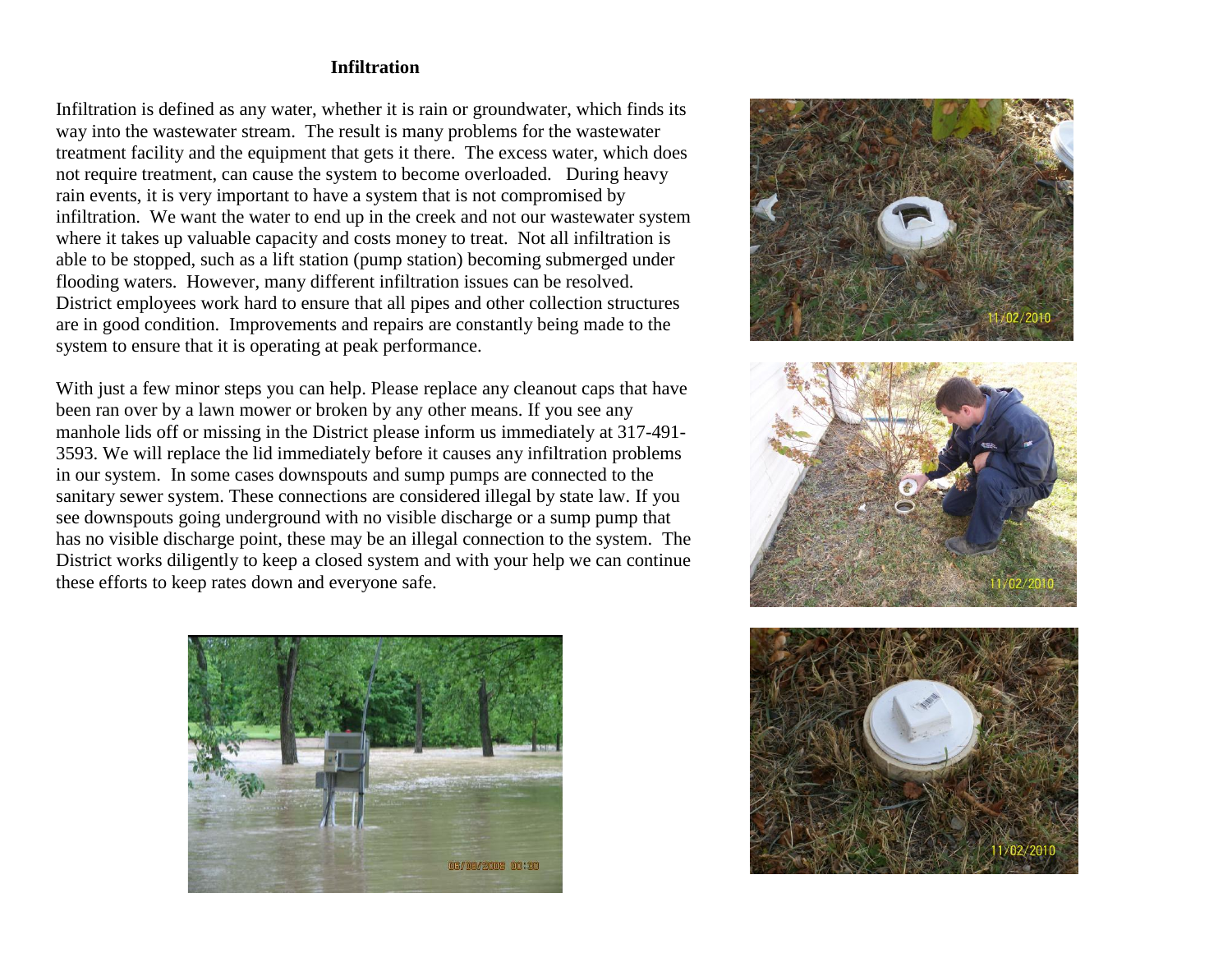# Infiltration

Infiltration is defined as any water, whether it is rain or groundwater, which finds its way into the wastewater stream. The result is many problems for the wastewater treatment facility and the equipment that gets it there. The excess water, which does not require treatment, can cause the system to become overloaded. During heavy rain events, it is very important to have a system that is not compromised by infiltration. We want the water to end up in the creek and not our wastewater system where it takes up valuable capacity and costs money to treat. Not all infiltration is able to be stopped, such as a lift station (pump station) becoming submerged under flooding waters. However, many different infiltration issues can be resolved. District employees work hard to ensure that all pipes and other collection structures are in good condition. Improvements and repairs are constantly being made to the system to ensure that it is operating at peak performance.

With just a few minor steps you can help. Please replace any cleanout caps that have been ran over by a lawn mower or broken by any other means. If you see any manhole lids off or missing in the District please inform us immediately at 317-491-3593. We will replace the lid immediately before it causes any infiltration problems in our system. In some cases downspouts and sump pumps are connected to the sanitary sewer system. These connections are considered illegal by state law. If you see downspouts going underground with no visible discharge or a sump pump that has no visible discharge point, these may be an illegal connection to the system. The District works diligently to keep a closed system and with your help we can continue these efforts to keep rates down and everyone safe.